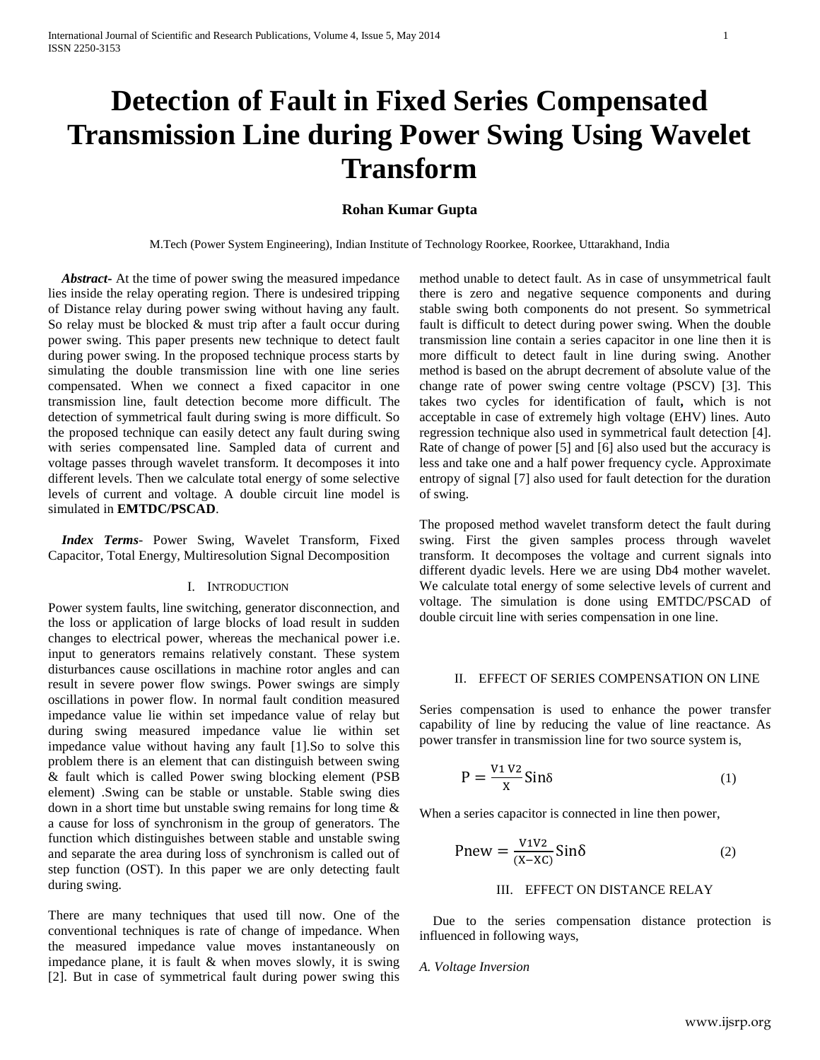# Detection of Fault in Fixed Series Compensated Transmission Line during Power Swing Using Wavelet Transform

**Rohan Kumar Gupta**

M.Tech (Power System Engineering), Indian Institute of Technology Roorkee, Roorkee, Uttarakhand, India

***Abstract-*** At the time of power swing the measured impedance lies inside the relay operating region. There is undesired tripping of Distance relay during power swing without having any fault. So relay must be blocked & must trip after a fault occur during power swing. This paper presents new technique to detect fault during power swing. In the proposed technique process starts by simulating the double transmission line with one line series compensated. When we connect a fixed capacitor in one transmission line, fault detection become more difficult. The detection of symmetrical fault during swing is more difficult. So the proposed technique can easily detect any fault during swing with series compensated line. Sampled data of current and voltage passes through wavelet transform. It decomposes it into different levels. Then we calculate total energy of some selective levels of current and voltage. A double circuit line model is simulated in **EMTDC/PSCAD**.

***Index Terms*-** Power Swing, Wavelet Transform, Fixed Capacitor, Total Energy, Multiresolution Signal Decomposition

## I. Introduction

Power system faults, line switching, generator disconnection, and the loss or application of large blocks of load result in sudden changes to electrical power, whereas the mechanical power i.e. input to generators remains relatively constant. These system disturbances cause oscillations in machine rotor angles and can result in severe power flow swings. Power swings are simply oscillations in power flow. In normal fault condition measured impedance value lie within set impedance value of relay but during swing measured impedance value lie within set impedance value without having any fault [1].So to solve this problem there is an element that can distinguish between swing & fault which is called Power swing blocking element (PSB element) .Swing can be stable or unstable. Stable swing dies down in a short time but unstable swing remains for long time & a cause for loss of synchronism in the group of generators. The function which distinguishes between stable and unstable swing and separate the area during loss of synchronism is called out of step function (OST). In this paper we are only detecting fault during swing.

There are many techniques that used till now. One of the conventional techniques is rate of change of impedance. When the measured impedance value moves instantaneously on impedance plane, it is fault & when moves slowly, it is swing [2]. But in case of symmetrical fault during power swing this method unable to detect fault. As in case of unsymmetrical fault there is zero and negative sequence components and during stable swing both components do not present. So symmetrical fault is difficult to detect during power swing. When the double transmission line contain a series capacitor in one line then it is more difficult to detect fault in line during swing. Another method is based on the abrupt decrement of absolute value of the change rate of power swing centre voltage (PSCV) [3]. This takes two cycles for identification of fault**,** which is not acceptable in case of extremely high voltage (EHV) lines. Auto regression technique also used in symmetrical fault detection [4]. Rate of change of power [5] and [6] also used but the accuracy is less and take one and a half power frequency cycle. Approximate entropy of signal [7] also used for fault detection for the duration of swing.

The proposed method wavelet transform detect the fault during swing. First the given samples process through wavelet transform. It decomposes the voltage and current signals into different dyadic levels. Here we are using Db4 mother wavelet. We calculate total energy of some selective levels of current and voltage. The simulation is done using EMTDC/PSCAD of double circuit line with series compensation in one line.

## II. Effect of Series Compensation on Line

Series compensation is used to enhance the power transfer capability of line by reducing the value of line reactance. As power transfer in transmission line for two source system is,

$$P = \frac{V_1 V_2}{X} \text{Sin}\delta \tag{1}$$

When a series capacitor is connected in line then power,

$$\text{Pnew} = \frac{V_1 V_2}{(X - X_C)} \text{Sin}\delta \tag{2}$$

## III. Effect on Distance Relay

Due to the series compensation distance protection is influenced in following ways,

*A. Voltage Inversion*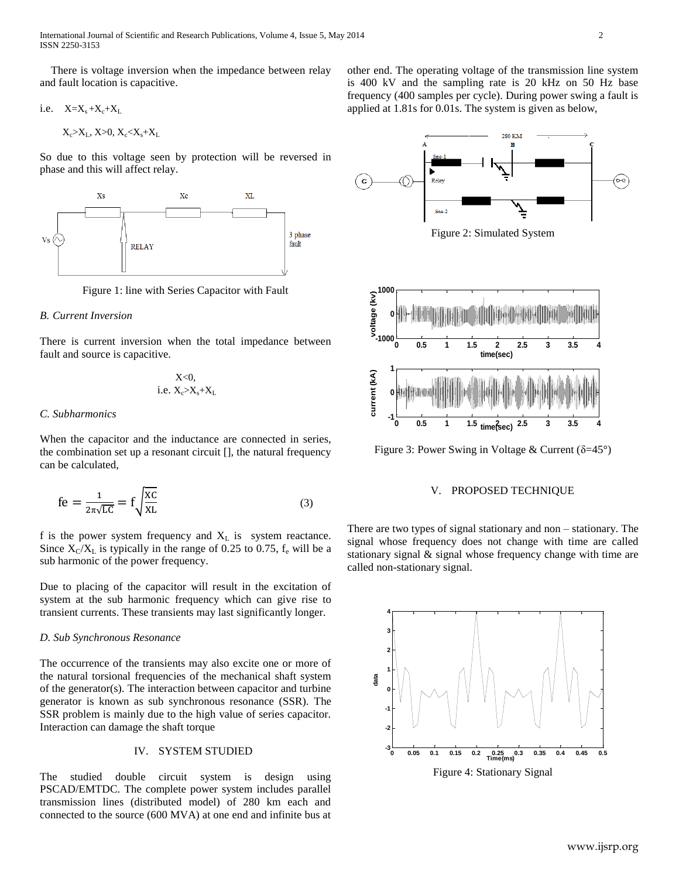There is voltage inversion when the impedance between relay and fault location is capacitive.

i.e. $X=X_s+X_c+X_L$

$X_c>X_L$, $X>0$, $X_c<X_s+X_L$

So due to this voltage seen by protection will be reversed in phase and this will affect relay.

Figure 1: line with Series Capacitor with Fault

*B. Current Inversion*

There is current inversion when the total impedance between fault and source is capacitive.

$$X<0,$$
$$\text{i.e. } X_c>X_s+X_L$$

*C. Subharmonics*

When the capacitor and the inductance are connected in series, the combination set up a resonant circuit [], the natural frequency can be calculated,

$$\mathrm{fe} = \frac{1}{2\pi\sqrt{\mathrm{LC}}} = \mathrm{f}\sqrt{\frac{\mathrm{XC}}{\mathrm{XL}}} \tag{3}$$

f is the power system frequency and $X_L$ is system reactance. Since $X_C/X_L$ is typically in the range of 0.25 to 0.75, $f_e$ will be a sub harmonic of the power frequency.

Due to placing of the capacitor will result in the excitation of system at the sub harmonic frequency which can give rise to transient currents. These transients may last significantly longer.

*D. Sub Synchronous Resonance*

The occurrence of the transients may also excite one or more of the natural torsional frequencies of the mechanical shaft system of the generator(s). The interaction between capacitor and turbine generator is known as sub synchronous resonance (SSR). The SSR problem is mainly due to the high value of series capacitor. Interaction can damage the shaft torque

## IV. SYSTEM STUDIED

The studied double circuit system is design using PSCAD/EMTDC. The complete power system includes parallel transmission lines (distributed model) of 280 km each and connected to the source (600 MVA) at one end and infinite bus at other end. The operating voltage of the transmission line system is 400 kV and the sampling rate is 20 kHz on 50 Hz base frequency (400 samples per cycle). During power swing a fault is applied at 1.81s for 0.01s. The system is given as below,

Figure 2: Simulated System

Figure 3: Power Swing in Voltage & Current (δ=45°)

## V. PROPOSED TECHNIQUE

There are two types of signal stationary and non – stationary. The signal whose frequency does not change with time are called stationary signal & signal whose frequency change with time are called non-stationary signal.

Figure 4: Stationary Signal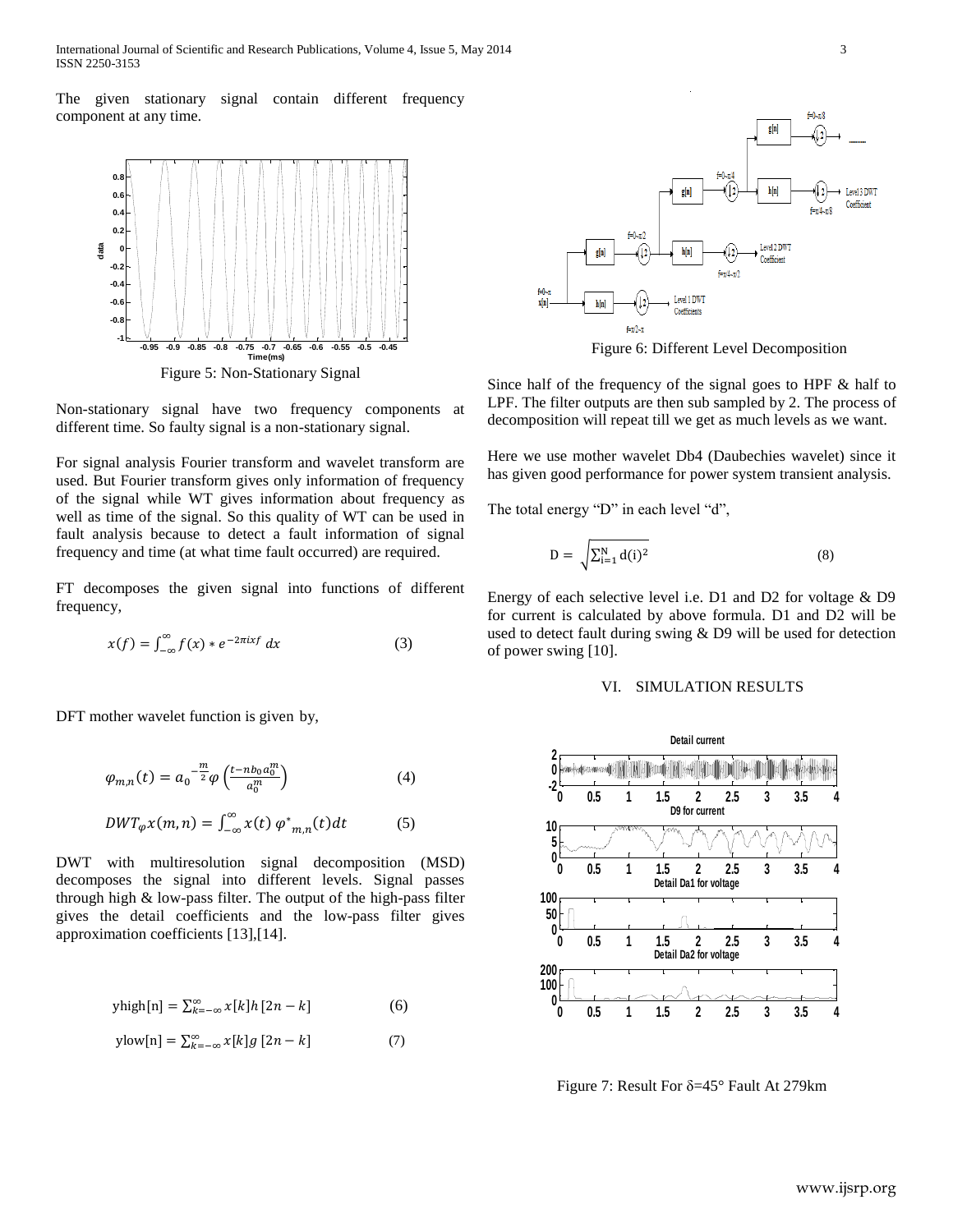The given stationary signal contain different frequency component at any time.

Figure 5: Non-Stationary Signal

Non-stationary signal have two frequency components at different time. So faulty signal is a non-stationary signal.

For signal analysis Fourier transform and wavelet transform are used. But Fourier transform gives only information of frequency of the signal while WT gives information about frequency as well as time of the signal. So this quality of WT can be used in fault analysis because to detect a fault information of signal frequency and time (at what time fault occurred) are required.

FT decomposes the given signal into functions of different frequency,

$$x(f) = \int_{-\infty}^{\infty} f(x) * e^{-2\pi i x f}\, dx \tag{3}$$

DFT mother wavelet function is given by,

$$\varphi_{m,n}(t) = a_0^{-\frac{m}{2}} \varphi\left(\frac{t - n b_0 a_0^m}{a_0^m}\right) \tag{4}$$

$$DWT_{\varphi} x(m,n) = \int_{-\infty}^{\infty} x(t)\, \varphi^*_{m,n}(t) dt \tag{5}$$

DWT with multiresolution signal decomposition (MSD) decomposes the signal into different levels. Signal passes through high & low-pass filter. The output of the high-pass filter gives the detail coefficients and the low-pass filter gives approximation coefficients [13],[14].

$$\text{yhigh}[n] = \sum_{k=-\infty}^{\infty} x[k] h[2n-k] \tag{6}$$

$$\text{ylow}[n] = \sum_{k=-\infty}^{\infty} x[k] g[2n-k] \tag{7}$$

Figure 6: Different Level Decomposition

Since half of the frequency of the signal goes to HPF & half to LPF. The filter outputs are then sub sampled by 2. The process of decomposition will repeat till we get as much levels as we want.

Here we use mother wavelet Db4 (Daubechies wavelet) since it has given good performance for power system transient analysis.

The total energy "D" in each level "d",

$$D = \sqrt{\sum_{i=1}^{N} d(i)^2} \tag{8}$$

Energy of each selective level i.e. D1 and D2 for voltage & D9 for current is calculated by above formula. D1 and D2 will be used to detect fault during swing & D9 will be used for detection of power swing [10].

## VI. SIMULATION RESULTS

Figure 7: Result For δ=45° Fault At 279km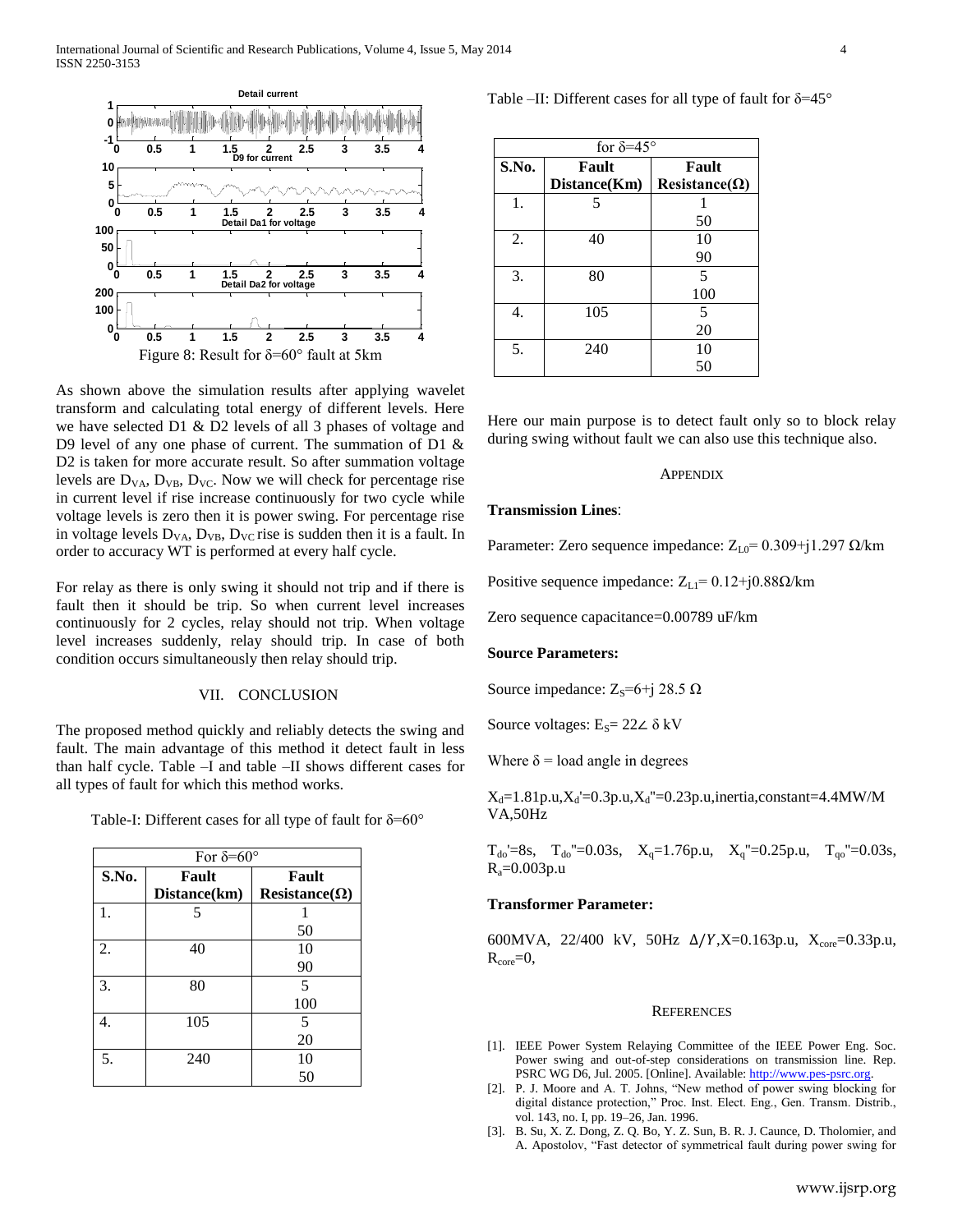Figure 8: Result for δ=60° fault at 5km

As shown above the simulation results after applying wavelet transform and calculating total energy of different levels. Here we have selected D1 & D2 levels of all 3 phases of voltage and D9 level of any one phase of current. The summation of D1 & D2 is taken for more accurate result. So after summation voltage levels are $D_{VA}$, $D_{VB}$, $D_{VC}$. Now we will check for percentage rise in current level if rise increase continuously for two cycle while voltage levels is zero then it is power swing. For percentage rise in voltage levels $D_{VA}$, $D_{VB}$, $D_{VC}$ rise is sudden then it is a fault. In order to accuracy WT is performed at every half cycle.

For relay as there is only swing it should not trip and if there is fault then it should be trip. So when current level increases continuously for 2 cycles, relay should not trip. When voltage level increases suddenly, relay should trip. In case of both condition occurs simultaneously then relay should trip.

## VII. CONCLUSION

The proposed method quickly and reliably detects the swing and fault. The main advantage of this method it detect fault in less than half cycle. Table –I and table –II shows different cases for all types of fault for which this method works.

Table-I: Different cases for all type of fault for δ=60°

| For δ=60° | | |
|---|---|---|
| **S.No.** | **Fault Distance(km)** | **Fault Resistance(Ω)** |
| 1. | 5 | 1<br>50 |
| 2. | 40 | 10<br>90 |
| 3. | 80 | 5<br>100 |
| 4. | 105 | 5<br>20 |
| 5. | 240 | 10<br>50 |

Table –II: Different cases for all type of fault for δ=45°

| for δ=45° | | |
|---|---|---|
| **S.No.** | **Fault Distance(Km)** | **Fault Resistance(Ω)** |
| 1. | 5 | 1<br>50 |
| 2. | 40 | 10<br>90 |
| 3. | 80 | 5<br>100 |
| 4. | 105 | 5<br>20 |
| 5. | 240 | 10<br>50 |

Here our main purpose is to detect fault only so to block relay during swing without fault we can also use this technique also.

## APPENDIX

**Transmission Lines**:

Parameter: Zero sequence impedance: $Z_{L0}$= 0.309+j1.297 Ω/km

Positive sequence impedance: $Z_{L1}$= 0.12+j0.88Ω/km

Zero sequence capacitance=0.00789 uF/km

**Source Parameters:**

Source impedance: $Z_S$=6+j 28.5 Ω

Source voltages: $E_S$= 22∠ δ kV

Where δ = load angle in degrees

$X_d$=1.81p.u,$X_d'$=0.3p.u,$X_d''$=0.23p.u,inertia,constant=4.4MW/MVA,50Hz

$T_{do}'$=8s, $T_{do}''$=0.03s, $X_q$=1.76p.u, $X_q''$=0.25p.u, $T_{qo}''$=0.03s, $R_a$=0.003p.u

**Transformer Parameter:**

600MVA, 22/400 kV, 50Hz $\Delta/Y$,X=0.163p.u, $X_{core}$=0.33p.u, $R_{core}$=0,

## REFERENCES

[1]. IEEE Power System Relaying Committee of the IEEE Power Eng. Soc. Power swing and out-of-step considerations on transmission line. Rep. PSRC WG D6, Jul. 2005. [Online]. Available: http://www.pes-psrc.org.

[2]. P. J. Moore and A. T. Johns, "New method of power swing blocking for digital distance protection," Proc. Inst. Elect. Eng., Gen. Transm. Distrib., vol. 143, no. I, pp. 19–26, Jan. 1996.

[3]. B. Su, X. Z. Dong, Z. Q. Bo, Y. Z. Sun, B. R. J. Caunce, D. Tholomier, and A. Apostolov, "Fast detector of symmetrical fault during power swing for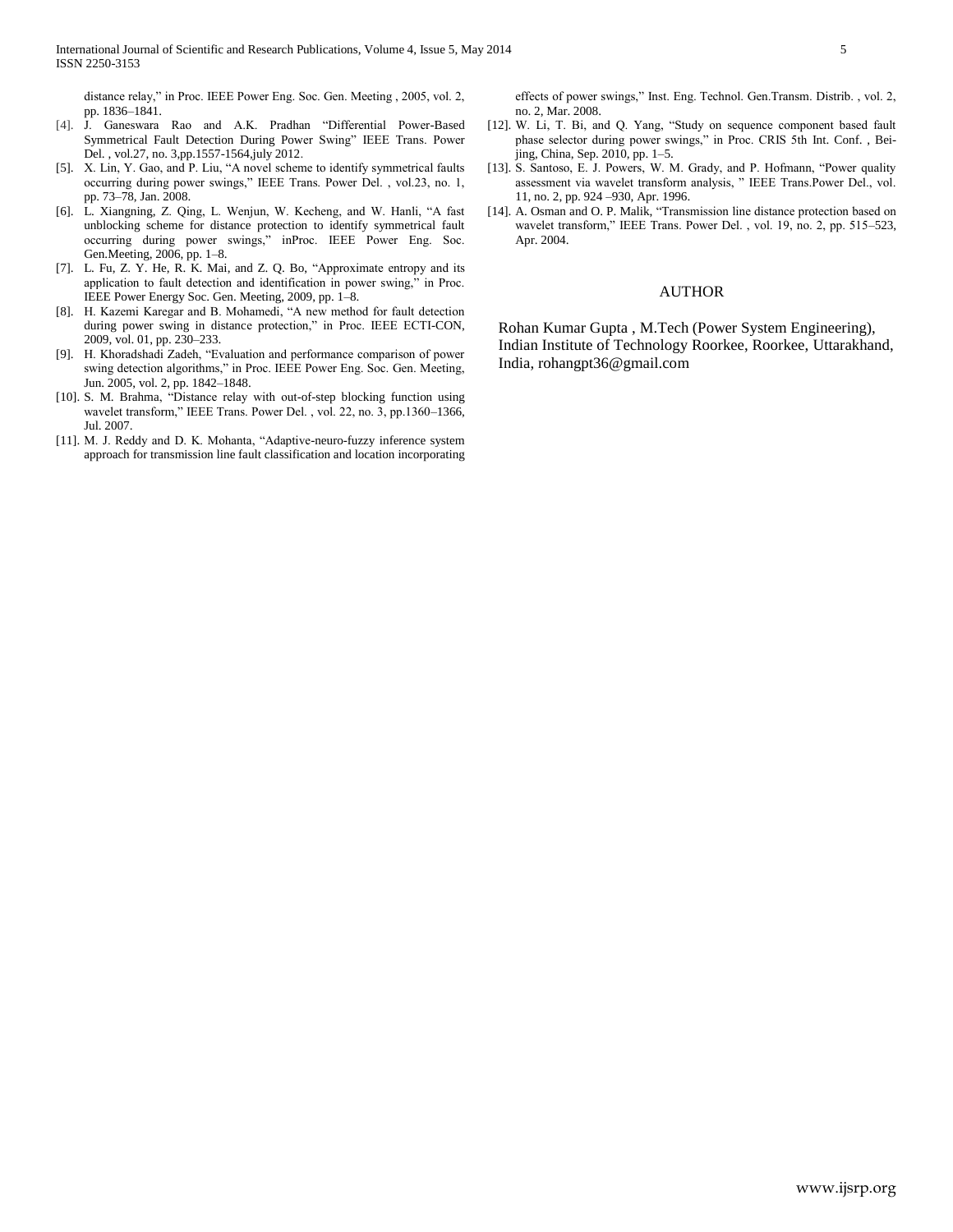distance relay," in Proc. IEEE Power Eng. Soc. Gen. Meeting , 2005, vol. 2, pp. 1836–1841.

[4]. J. Ganeswara Rao and A.K. Pradhan "Differential Power-Based Symmetrical Fault Detection During Power Swing" IEEE Trans. Power Del. , vol.27, no. 3,pp.1557-1564,july 2012.

[5]. X. Lin, Y. Gao, and P. Liu, "A novel scheme to identify symmetrical faults occurring during power swings," IEEE Trans. Power Del. , vol.23, no. 1, pp. 73–78, Jan. 2008.

[6]. L. Xiangning, Z. Qing, L. Wenjun, W. Kecheng, and W. Hanli, "A fast unblocking scheme for distance protection to identify symmetrical fault occurring during power swings," inProc. IEEE Power Eng. Soc. Gen.Meeting, 2006, pp. 1–8.

[7]. L. Fu, Z. Y. He, R. K. Mai, and Z. Q. Bo, "Approximate entropy and its application to fault detection and identification in power swing," in Proc. IEEE Power Energy Soc. Gen. Meeting, 2009, pp. 1–8.

[8]. H. Kazemi Karegar and B. Mohamedi, "A new method for fault detection during power swing in distance protection," in Proc. IEEE ECTI-CON, 2009, vol. 01, pp. 230–233.

[9]. H. Khoradshadi Zadeh, "Evaluation and performance comparison of power swing detection algorithms," in Proc. IEEE Power Eng. Soc. Gen. Meeting, Jun. 2005, vol. 2, pp. 1842–1848.

[10]. S. M. Brahma, "Distance relay with out-of-step blocking function using wavelet transform," IEEE Trans. Power Del. , vol. 22, no. 3, pp.1360–1366, Jul. 2007.

[11]. M. J. Reddy and D. K. Mohanta, "Adaptive-neuro-fuzzy inference system approach for transmission line fault classification and location incorporating effects of power swings," Inst. Eng. Technol. Gen.Transm. Distrib. , vol. 2, no. 2, Mar. 2008.

[12]. W. Li, T. Bi, and Q. Yang, "Study on sequence component based fault phase selector during power swings," in Proc. CRIS 5th Int. Conf. , Beijing, China, Sep. 2010, pp. 1–5.

[13]. S. Santoso, E. J. Powers, W. M. Grady, and P. Hofmann, "Power quality assessment via wavelet transform analysis, " IEEE Trans.Power Del., vol. 11, no. 2, pp. 924 –930, Apr. 1996.

[14]. A. Osman and O. P. Malik, "Transmission line distance protection based on wavelet transform," IEEE Trans. Power Del. , vol. 19, no. 2, pp. 515–523, Apr. 2004.

## AUTHOR

Rohan Kumar Gupta , M.Tech (Power System Engineering), Indian Institute of Technology Roorkee, Roorkee, Uttarakhand, India, rohangpt36@gmail.com